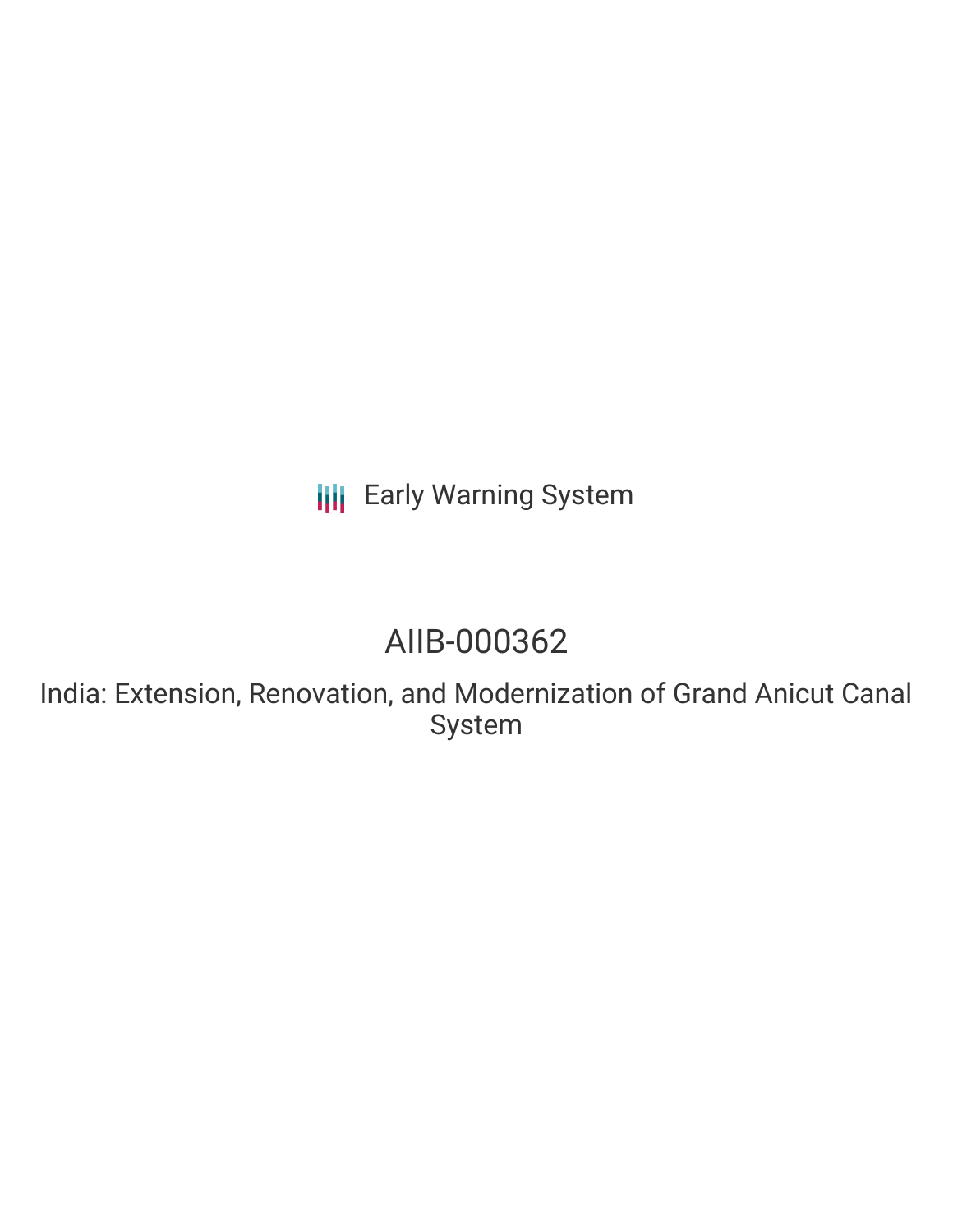Early Warning System

# AIIB-000362

## India: Extension, Renovation, and Modernization of Grand Anicut Canal System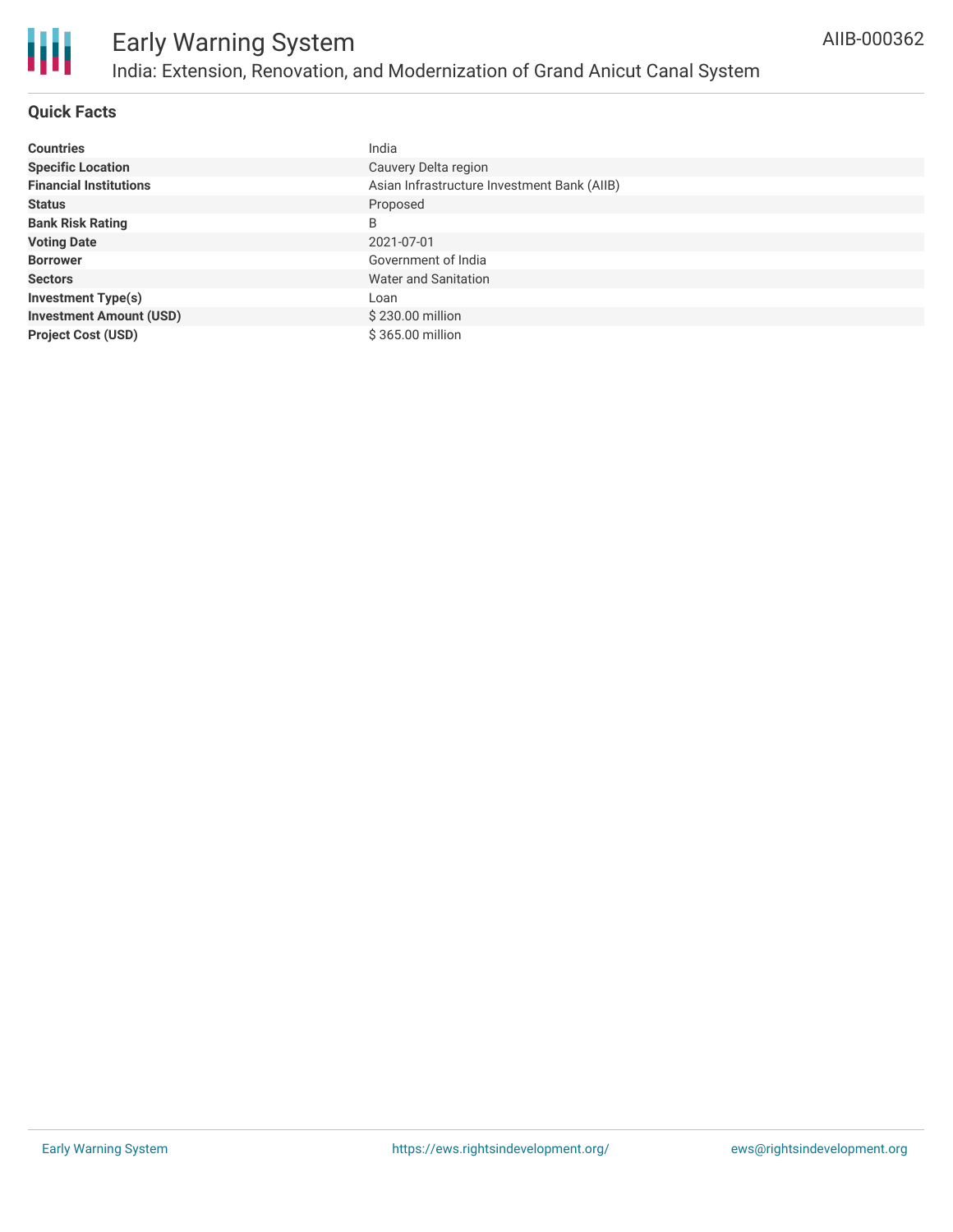## Quick Facts

| | |
|---|---|
| **Countries** | India |
| **Specific Location** | Cauvery Delta region |
| **Financial Institutions** | Asian Infrastructure Investment Bank (AIIB) |
| **Status** | Proposed |
| **Bank Risk Rating** | B |
| **Voting Date** | 2021-07-01 |
| **Borrower** | Government of India |
| **Sectors** | Water and Sanitation |
| **Investment Type(s)** | Loan |
| **Investment Amount (USD)** | $ 230.00 million |
| **Project Cost (USD)** | $ 365.00 million |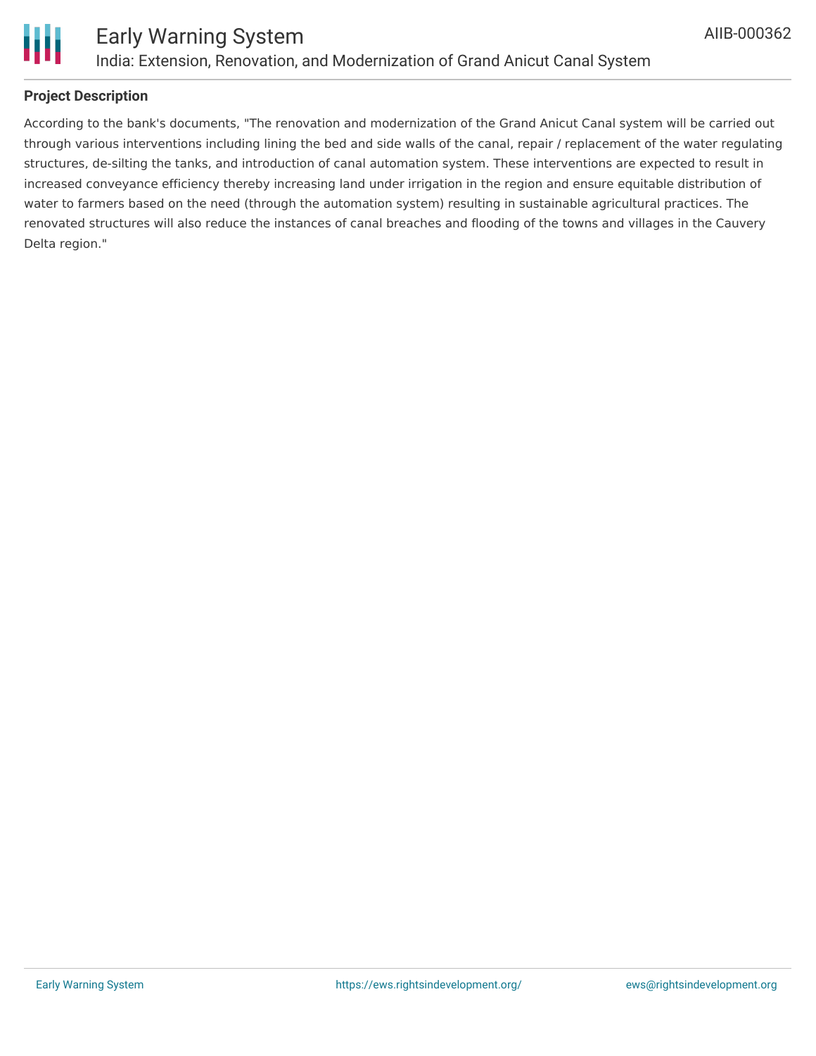## Project Description

According to the bank's documents, "The renovation and modernization of the Grand Anicut Canal system will be carried out through various interventions including lining the bed and side walls of the canal, repair / replacement of the water regulating structures, de-silting the tanks, and introduction of canal automation system. These interventions are expected to result in increased conveyance efficiency thereby increasing land under irrigation in the region and ensure equitable distribution of water to farmers based on the need (through the automation system) resulting in sustainable agricultural practices. The renovated structures will also reduce the instances of canal breaches and flooding of the towns and villages in the Cauvery Delta region."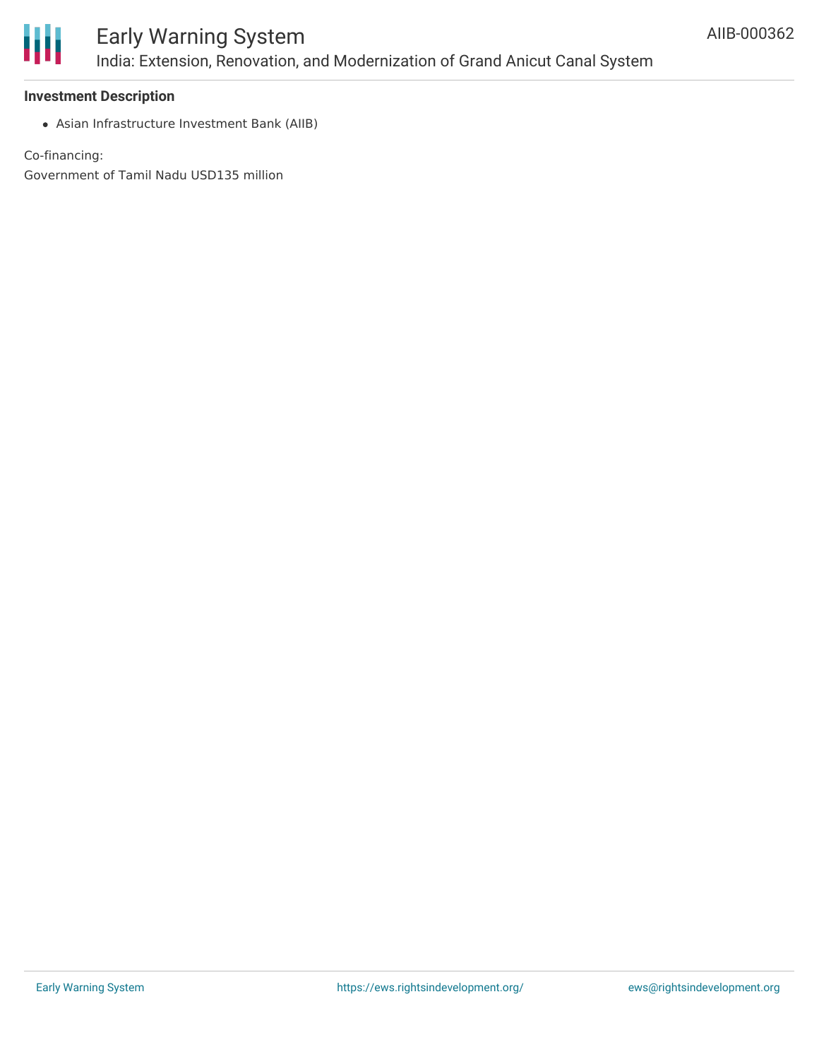**Investment Description**

- Asian Infrastructure Investment Bank (AIIB)

Co-financing:
Government of Tamil Nadu USD135 million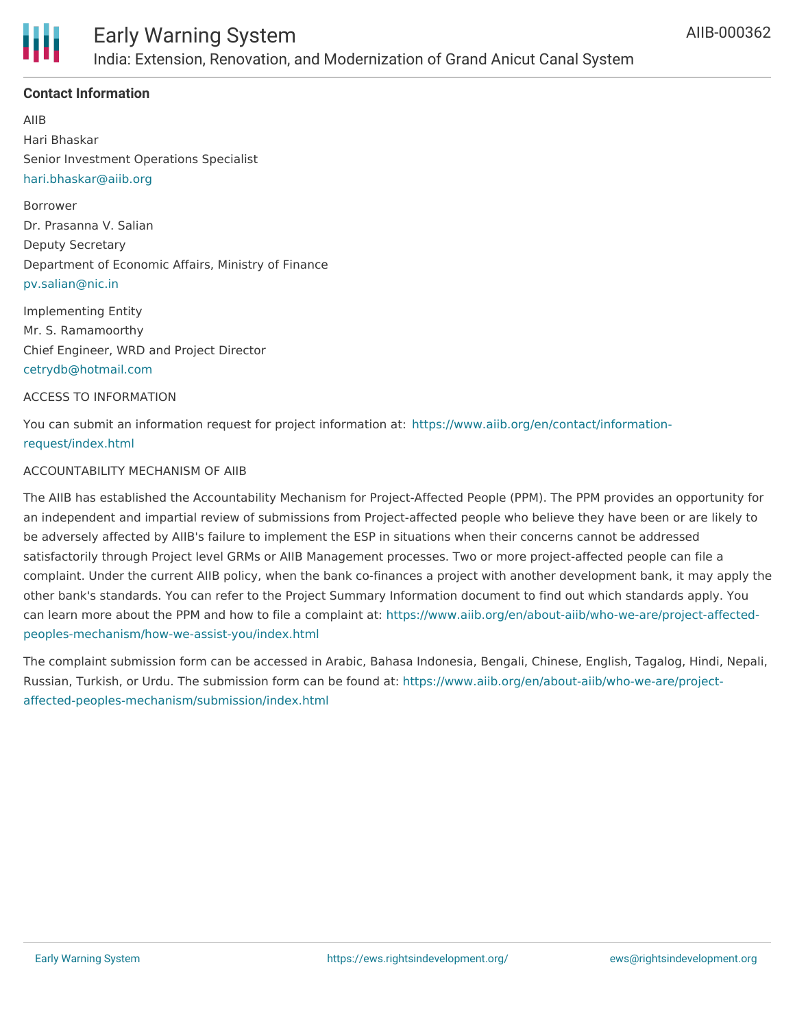#### Contact Information

AIIB

Hari Bhaskar

Senior Investment Operations Specialist

hari.bhaskar@aiib.org

Borrower

Dr. Prasanna V. Salian

Deputy Secretary

Department of Economic Affairs, Ministry of Finance

pv.salian@nic.in

Implementing Entity

Mr. S. Ramamoorthy

Chief Engineer, WRD and Project Director

cetrydb@hotmail.com

ACCESS TO INFORMATION

You can submit an information request for project information at: https://www.aiib.org/en/contact/information-request/index.html

ACCOUNTABILITY MECHANISM OF AIIB

The AIIB has established the Accountability Mechanism for Project-Affected People (PPM). The PPM provides an opportunity for an independent and impartial review of submissions from Project-affected people who believe they have been or are likely to be adversely affected by AIIB's failure to implement the ESP in situations when their concerns cannot be addressed satisfactorily through Project level GRMs or AIIB Management processes. Two or more project-affected people can file a complaint. Under the current AIIB policy, when the bank co-finances a project with another development bank, it may apply the other bank's standards. You can refer to the Project Summary Information document to find out which standards apply. You can learn more about the PPM and how to file a complaint at: https://www.aiib.org/en/about-aiib/who-we-are/project-affected-peoples-mechanism/how-we-assist-you/index.html

The complaint submission form can be accessed in Arabic, Bahasa Indonesia, Bengali, Chinese, English, Tagalog, Hindi, Nepali, Russian, Turkish, or Urdu. The submission form can be found at: https://www.aiib.org/en/about-aiib/who-we-are/project-affected-peoples-mechanism/submission/index.html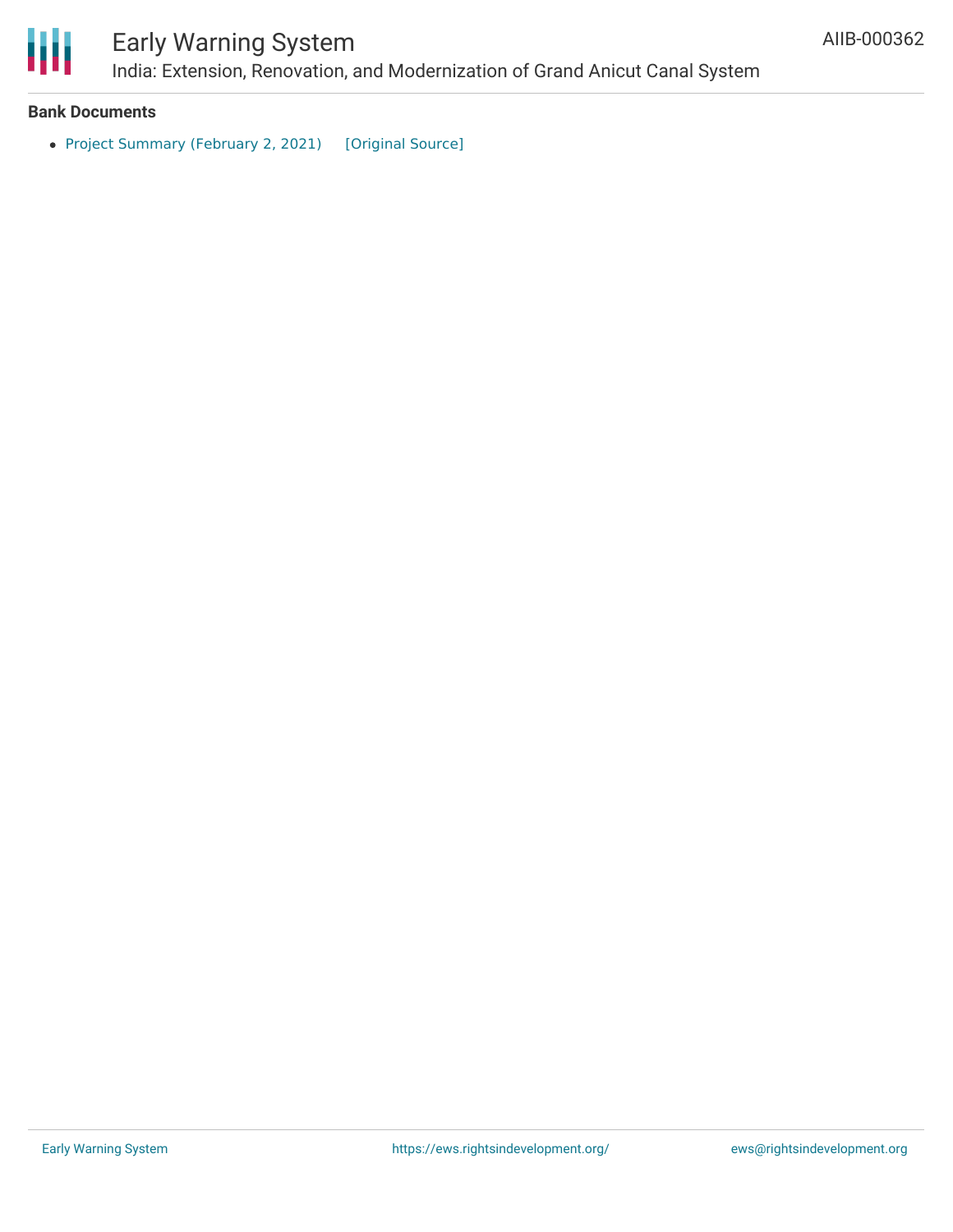**Bank Documents**

- Project Summary (February 2, 2021) [Original Source]